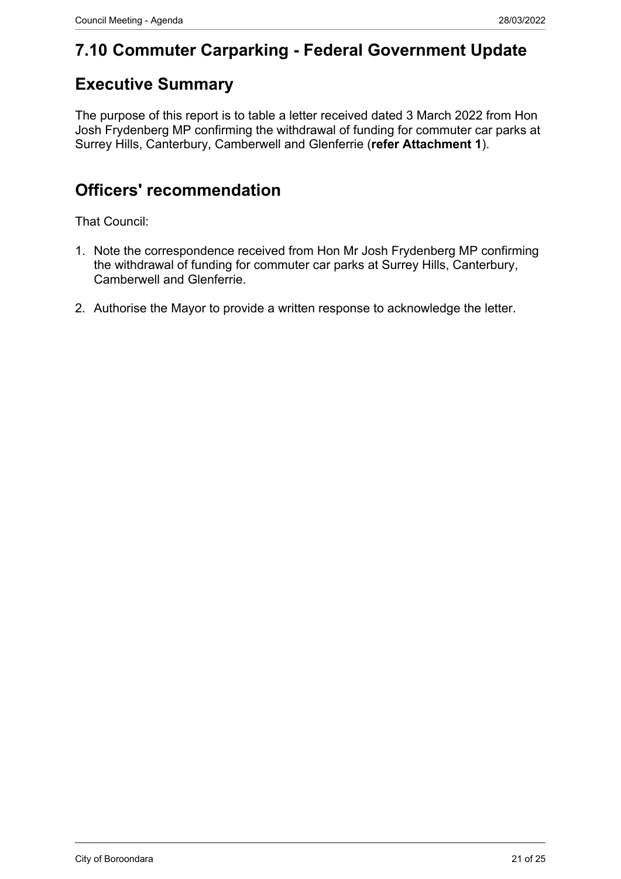# 7.10 Commuter Carparking - Federal Government Update

## Executive Summary

The purpose of this report is to table a letter received dated 3 March 2022 from Hon Josh Frydenberg MP confirming the withdrawal of funding for commuter car parks at Surrey Hills, Canterbury, Camberwell and Glenferrie (**refer Attachment 1**).

## Officers' recommendation

That Council:

1. Note the correspondence received from Hon Mr Josh Frydenberg MP confirming the withdrawal of funding for commuter car parks at Surrey Hills, Canterbury, Camberwell and Glenferrie.
2. Authorise the Mayor to provide a written response to acknowledge the letter.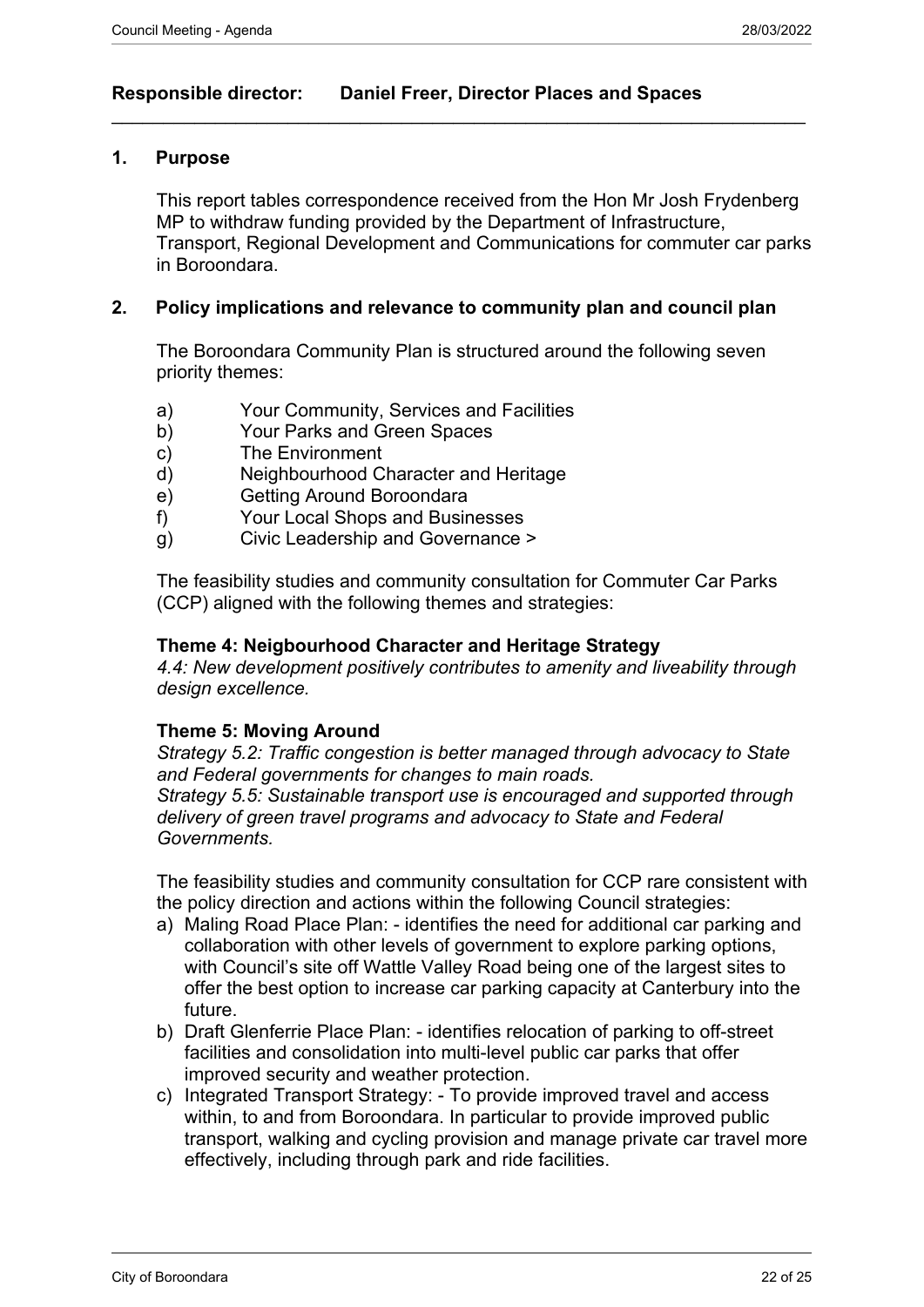**Responsible director: Daniel Freer, Director Places and Spaces**

---

## 1. Purpose

This report tables correspondence received from the Hon Mr Josh Frydenberg MP to withdraw funding provided by the Department of Infrastructure, Transport, Regional Development and Communications for commuter car parks in Boroondara.

## 2. Policy implications and relevance to community plan and council plan

The Boroondara Community Plan is structured around the following seven priority themes:

a) Your Community, Services and Facilities
b) Your Parks and Green Spaces
c) The Environment
d) Neighbourhood Character and Heritage
e) Getting Around Boroondara
f) Your Local Shops and Businesses
g) Civic Leadership and Governance >

The feasibility studies and community consultation for Commuter Car Parks (CCP) aligned with the following themes and strategies:

**Theme 4: Neigbourhood Character and Heritage Strategy**
*4.4: New development positively contributes to amenity and liveability through design excellence.*

**Theme 5: Moving Around**
*Strategy 5.2: Traffic congestion is better managed through advocacy to State and Federal governments for changes to main roads.*
*Strategy 5.5: Sustainable transport use is encouraged and supported through delivery of green travel programs and advocacy to State and Federal Governments.*

The feasibility studies and community consultation for CCP rare consistent with the policy direction and actions within the following Council strategies:

a) Maling Road Place Plan: - identifies the need for additional car parking and collaboration with other levels of government to explore parking options, with Council's site off Wattle Valley Road being one of the largest sites to offer the best option to increase car parking capacity at Canterbury into the future.
b) Draft Glenferrie Place Plan: - identifies relocation of parking to off-street facilities and consolidation into multi-level public car parks that offer improved security and weather protection.
c) Integrated Transport Strategy: - To provide improved travel and access within, to and from Boroondara. In particular to provide improved public transport, walking and cycling provision and manage private car travel more effectively, including through park and ride facilities.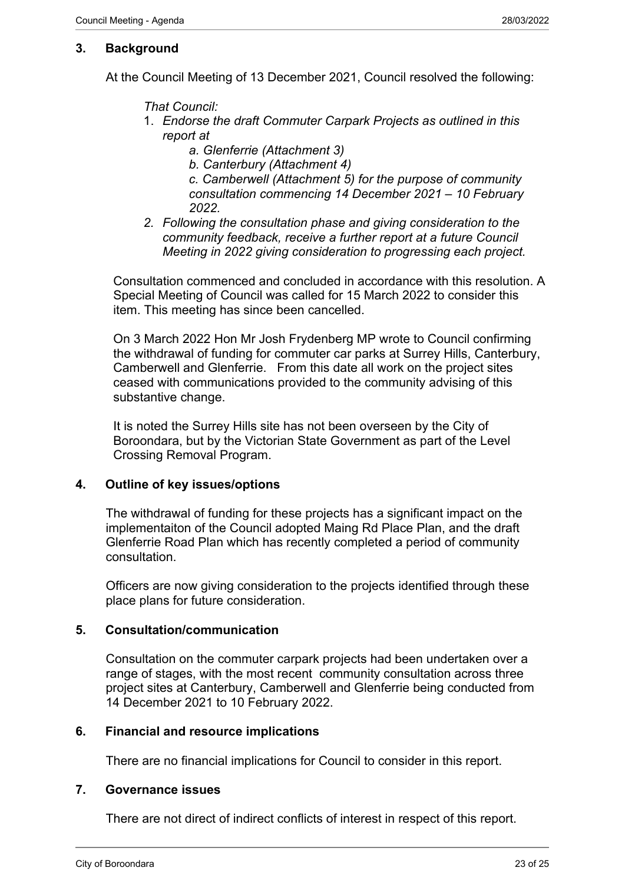## 3. Background

At the Council Meeting of 13 December 2021, Council resolved the following:

*That Council:*

1. *Endorse the draft Commuter Carpark Projects as outlined in this report at*
    *a. Glenferrie (Attachment 3)*
    *b. Canterbury (Attachment 4)*
    *c. Camberwell (Attachment 5) for the purpose of community consultation commencing 14 December 2021 – 10 February 2022.*
2. *Following the consultation phase and giving consideration to the community feedback, receive a further report at a future Council Meeting in 2022 giving consideration to progressing each project.*

Consultation commenced and concluded in accordance with this resolution. A Special Meeting of Council was called for 15 March 2022 to consider this item. This meeting has since been cancelled.

On 3 March 2022 Hon Mr Josh Frydenberg MP wrote to Council confirming the withdrawal of funding for commuter car parks at Surrey Hills, Canterbury, Camberwell and Glenferrie. From this date all work on the project sites ceased with communications provided to the community advising of this substantive change.

It is noted the Surrey Hills site has not been overseen by the City of Boroondara, but by the Victorian State Government as part of the Level Crossing Removal Program.

## 4. Outline of key issues/options

The withdrawal of funding for these projects has a significant impact on the implementaiton of the Council adopted Maing Rd Place Plan, and the draft Glenferrie Road Plan which has recently completed a period of community consultation.

Officers are now giving consideration to the projects identified through these place plans for future consideration.

## 5. Consultation/communication

Consultation on the commuter carpark projects had been undertaken over a range of stages, with the most recent community consultation across three project sites at Canterbury, Camberwell and Glenferrie being conducted from 14 December 2021 to 10 February 2022.

## 6. Financial and resource implications

There are no financial implications for Council to consider in this report.

## 7. Governance issues

There are not direct of indirect conflicts of interest in respect of this report.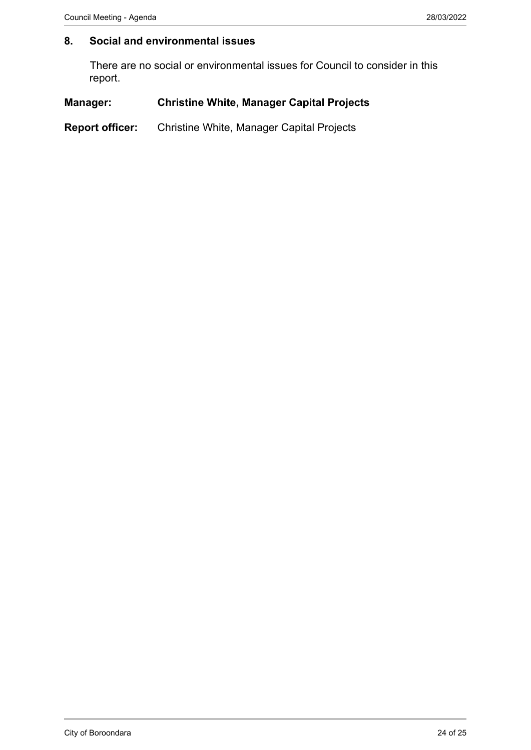## 8. Social and environmental issues

There are no social or environmental issues for Council to consider in this report.

**Manager: Christine White, Manager Capital Projects**

**Report officer:** Christine White, Manager Capital Projects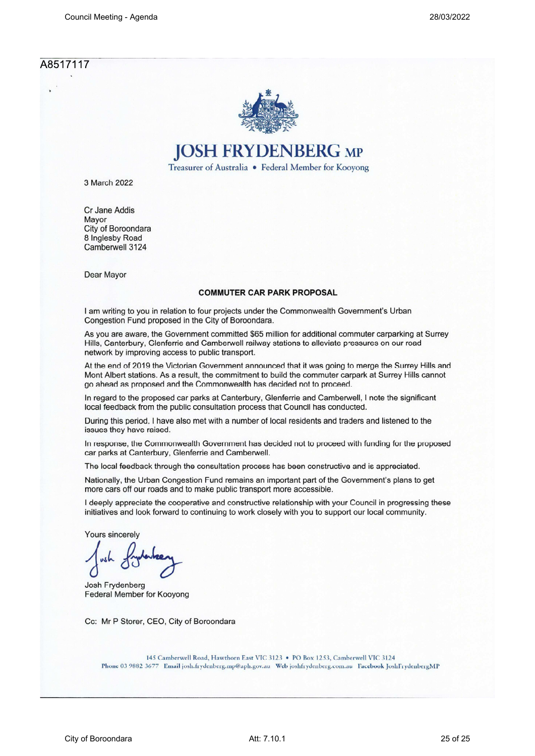A8517117

# JOSH FRYDENBERG MP

Treasurer of Australia • Federal Member for Kooyong

3 March 2022

Cr Jane Addis
Mayor
City of Boroondara
8 Inglesby Road
Camberwell 3124

Dear Mayor

**COMMUTER CAR PARK PROPOSAL**

I am writing to you in relation to four projects under the Commonwealth Government's Urban Congestion Fund proposed in the City of Boroondara.

As you are aware, the Government committed $65 million for additional commuter carparking at Surrey Hills, Canterbury, Glenferrie and Camberwell railway stations to alleviate pressures on our road network by improving access to public transport.

At the end of 2019 the Victorian Government announced that it was going to merge the Surrey Hills and Mont Albert stations. As a result, the commitment to build the commuter carpark at Surrey Hills cannot go ahead as proposed and the Commonwealth has decided not to proceed.

In regard to the proposed car parks at Canterbury, Glenferrie and Camberwell, I note the significant local feedback from the public consultation process that Council has conducted.

During this period. I have also met with a number of local residents and traders and listened to the issues they have raised.

In response, the Commonwealth Government has decided not to proceed with funding for the proposed car parks at Canterbury, Glenferrie and Camberwell.

The local feedback through the consultation process has been constructive and is appreciated.

Nationally, the Urban Congestion Fund remains an important part of the Government's plans to get more cars off our roads and to make public transport more accessible.

I deeply appreciate the cooperative and constructive relationship with your Council in progressing these initiatives and look forward to continuing to work closely with you to support our local community.

Yours sincerely

Josh Frydenberg
Federal Member for Kooyong

Cc: Mr P Storer, CEO, City of Boroondara

145 Camberwell Road, Hawthorn East VIC 3123 • PO Box 1253, Camberwell VIC 3124
Phone 03 9882 3677 Email josh.frydenberg.mp@aph.gov.au Web joshfrydenberg.com.au Facebook JoshFrydenbergMP